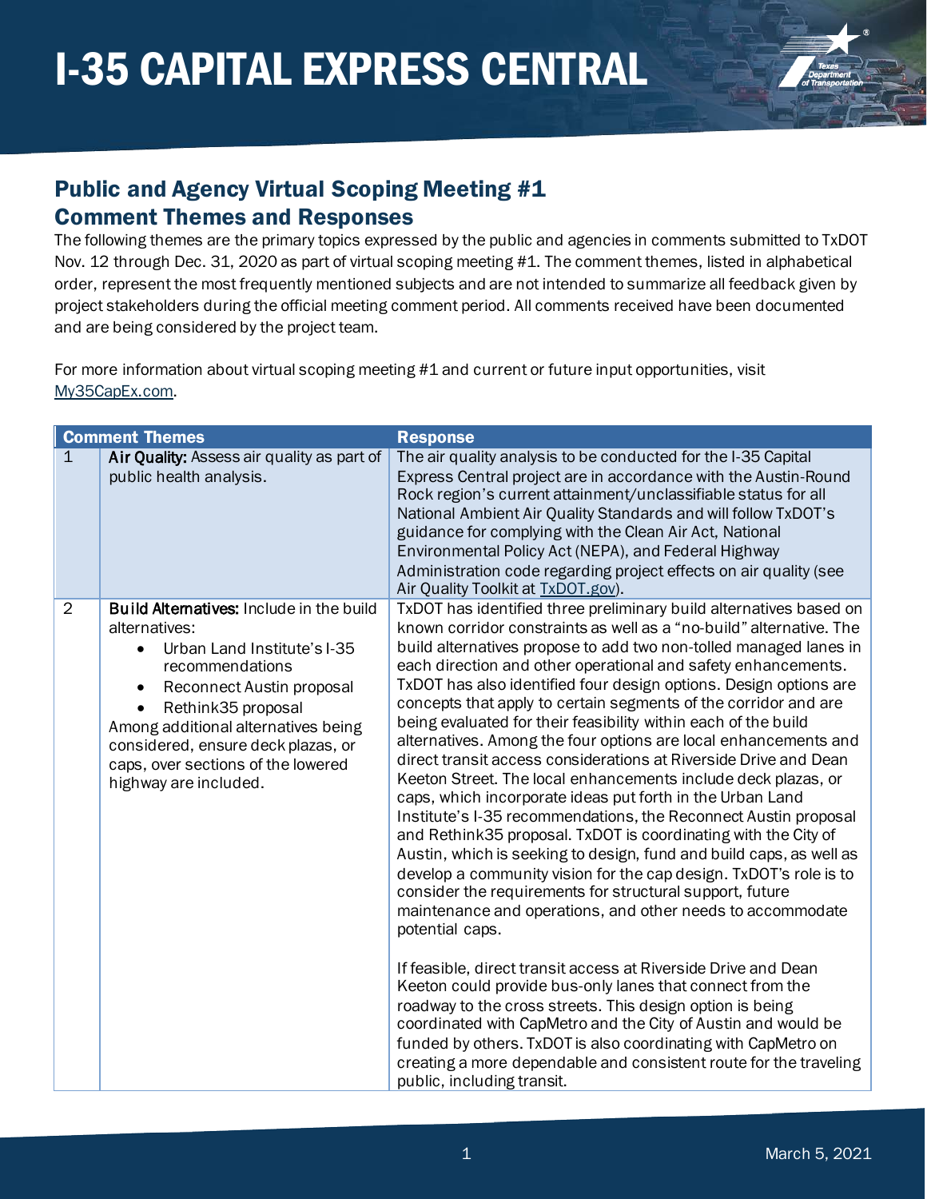# I-35 CAPITAL EXPRESS CENTRAL

## Public and Agency Virtual Scoping Meeting #1
## Comment Themes and Responses

The following themes are the primary topics expressed by the public and agencies in comments submitted to TxDOT Nov. 12 through Dec. 31, 2020 as part of virtual scoping meeting #1. The comment themes, listed in alphabetical order, represent the most frequently mentioned subjects and are not intended to summarize all feedback given by project stakeholders during the official meeting comment period. All comments received have been documented and are being considered by the project team.

For more information about virtual scoping meeting #1 and current or future input opportunities, visit My35CapEx.com.

| | Comment Themes | Response |
|---|---|---|
| 1 | **Air Quality:** Assess air quality as part of public health analysis. | The air quality analysis to be conducted for the I-35 Capital Express Central project are in accordance with the Austin-Round Rock region's current attainment/unclassifiable status for all National Ambient Air Quality Standards and will follow TxDOT's guidance for complying with the Clean Air Act, National Environmental Policy Act (NEPA), and Federal Highway Administration code regarding project effects on air quality (see Air Quality Toolkit at TxDOT.gov). |
| 2 | **Build Alternatives:** Include in the build alternatives:<br>• Urban Land Institute's I-35 recommendations<br>• Reconnect Austin proposal<br>• Rethink35 proposal<br>Among additional alternatives being considered, ensure deck plazas, or caps, over sections of the lowered highway are included. | TxDOT has identified three preliminary build alternatives based on known corridor constraints as well as a "no-build" alternative. The build alternatives propose to add two non-tolled managed lanes in each direction and other operational and safety enhancements. TxDOT has also identified four design options. Design options are concepts that apply to certain segments of the corridor and are being evaluated for their feasibility within each of the build alternatives. Among the four options are local enhancements and direct transit access considerations at Riverside Drive and Dean Keeton Street. The local enhancements include deck plazas, or caps, which incorporate ideas put forth in the Urban Land Institute's I-35 recommendations, the Reconnect Austin proposal and Rethink35 proposal. TxDOT is coordinating with the City of Austin, which is seeking to design, fund and build caps, as well as develop a community vision for the cap design. TxDOT's role is to consider the requirements for structural support, future maintenance and operations, and other needs to accommodate potential caps.<br><br>If feasible, direct transit access at Riverside Drive and Dean Keeton could provide bus-only lanes that connect from the roadway to the cross streets. This design option is being coordinated with CapMetro and the City of Austin and would be funded by others. TxDOT is also coordinating with CapMetro on creating a more dependable and consistent route for the traveling public, including transit. |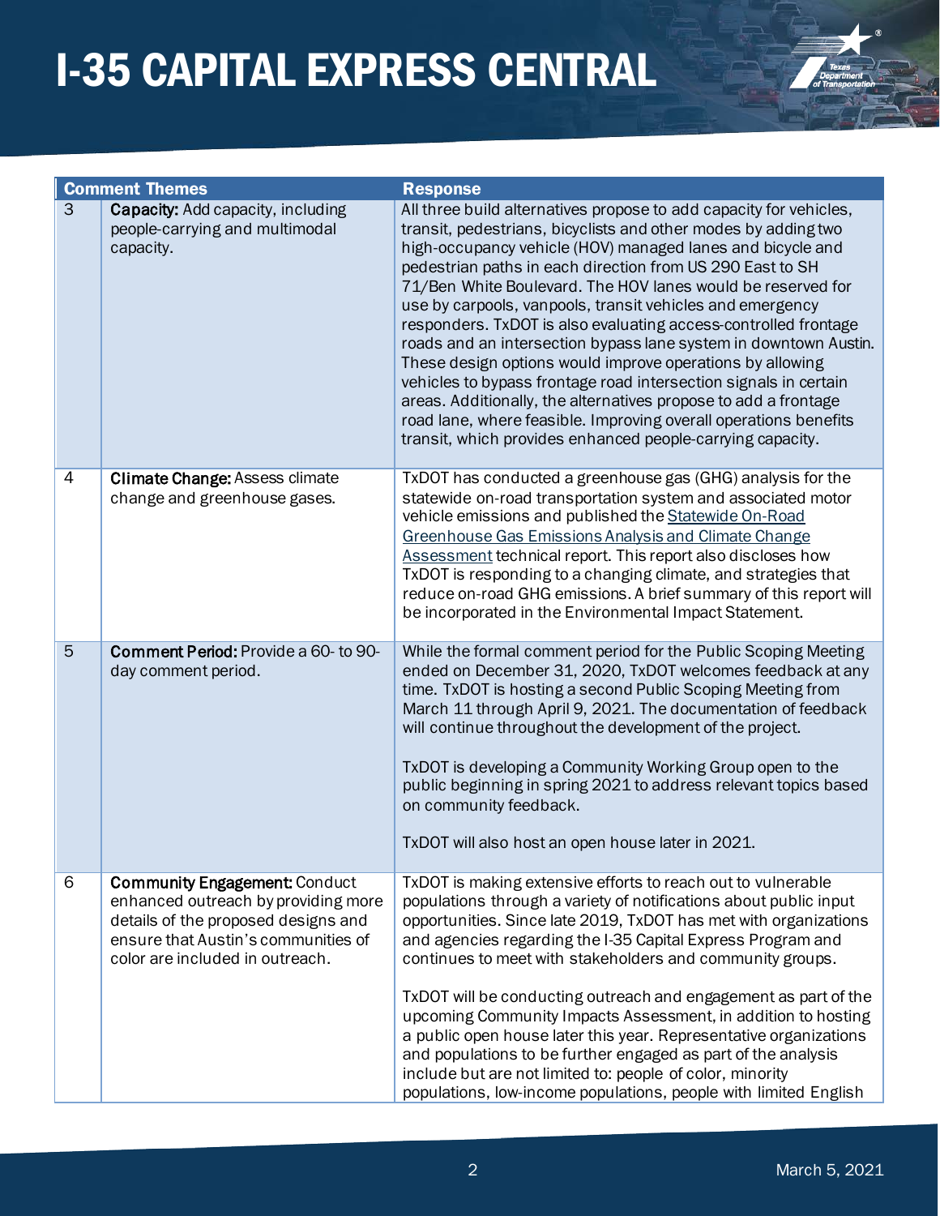# I-35 CAPITAL EXPRESS CENTRAL

| Comment Themes | | Response |
|---|---|---|
| 3 | **Capacity:** Add capacity, including people-carrying and multimodal capacity. | All three build alternatives propose to add capacity for vehicles, transit, pedestrians, bicyclists and other modes by adding two high-occupancy vehicle (HOV) managed lanes and bicycle and pedestrian paths in each direction from US 290 East to SH 71/Ben White Boulevard. The HOV lanes would be reserved for use by carpools, vanpools, transit vehicles and emergency responders. TxDOT is also evaluating access-controlled frontage roads and an intersection bypass lane system in downtown Austin. These design options would improve operations by allowing vehicles to bypass frontage road intersection signals in certain areas. Additionally, the alternatives propose to add a frontage road lane, where feasible. Improving overall operations benefits transit, which provides enhanced people-carrying capacity. |
| 4 | **Climate Change:** Assess climate change and greenhouse gases. | TxDOT has conducted a greenhouse gas (GHG) analysis for the statewide on-road transportation system and associated motor vehicle emissions and published the Statewide On-Road Greenhouse Gas Emissions Analysis and Climate Change Assessment technical report. This report also discloses how TxDOT is responding to a changing climate, and strategies that reduce on-road GHG emissions. A brief summary of this report will be incorporated in the Environmental Impact Statement. |
| 5 | **Comment Period:** Provide a 60- to 90-day comment period. | While the formal comment period for the Public Scoping Meeting ended on December 31, 2020, TxDOT welcomes feedback at any time. TxDOT is hosting a second Public Scoping Meeting from March 11 through April 9, 2021. The documentation of feedback will continue throughout the development of the project.<br><br>TxDOT is developing a Community Working Group open to the public beginning in spring 2021 to address relevant topics based on community feedback.<br><br>TxDOT will also host an open house later in 2021. |
| 6 | **Community Engagement:** Conduct enhanced outreach by providing more details of the proposed designs and ensure that Austin's communities of color are included in outreach. | TxDOT is making extensive efforts to reach out to vulnerable populations through a variety of notifications about public input opportunities. Since late 2019, TxDOT has met with organizations and agencies regarding the I-35 Capital Express Program and continues to meet with stakeholders and community groups.<br><br>TxDOT will be conducting outreach and engagement as part of the upcoming Community Impacts Assessment, in addition to hosting a public open house later this year. Representative organizations and populations to be further engaged as part of the analysis include but are not limited to: people of color, minority populations, low-income populations, people with limited English |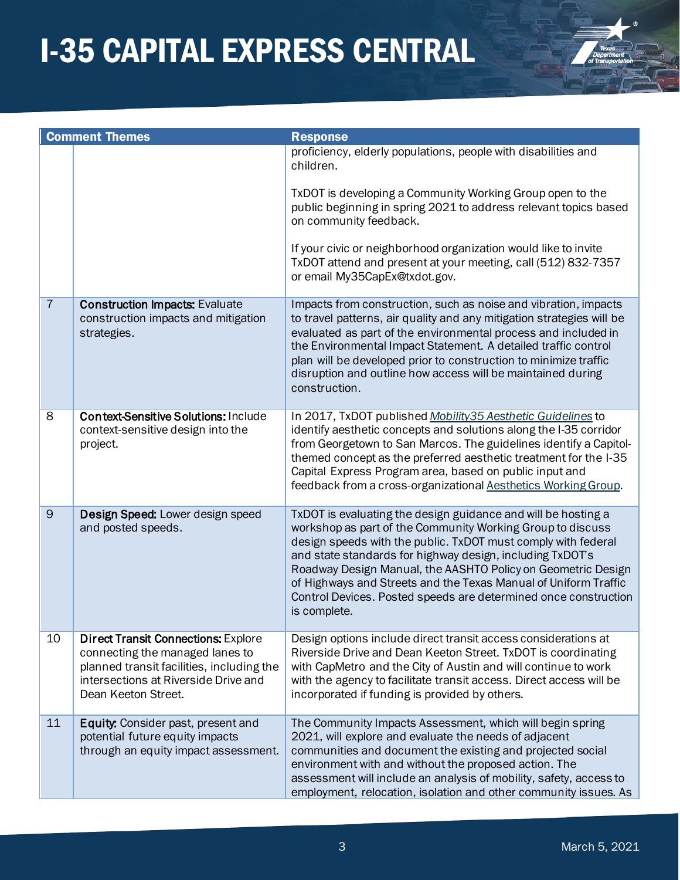| | Comment Themes | Response |
|---|---|---|
| | | proficiency, elderly populations, people with disabilities and children.<br><br>TxDOT is developing a Community Working Group open to the public beginning in spring 2021 to address relevant topics based on community feedback.<br><br>If your civic or neighborhood organization would like to invite TxDOT attend and present at your meeting, call (512) 832-7357 or email My35CapEx@txdot.gov. |
| 7 | **Construction Impacts:** Evaluate construction impacts and mitigation strategies. | Impacts from construction, such as noise and vibration, impacts to travel patterns, air quality and any mitigation strategies will be evaluated as part of the environmental process and included in the Environmental Impact Statement. A detailed traffic control plan will be developed prior to construction to minimize traffic disruption and outline how access will be maintained during construction. |
| 8 | **Context-Sensitive Solutions:** Include context-sensitive design into the project. | In 2017, TxDOT published *Mobility35 Aesthetic Guidelines* to identify aesthetic concepts and solutions along the I-35 corridor from Georgetown to San Marcos. The guidelines identify a Capitol-themed concept as the preferred aesthetic treatment for the I-35 Capital Express Program area, based on public input and feedback from a cross-organizational Aesthetics Working Group. |
| 9 | **Design Speed:** Lower design speed and posted speeds. | TxDOT is evaluating the design guidance and will be hosting a workshop as part of the Community Working Group to discuss design speeds with the public. TxDOT must comply with federal and state standards for highway design, including TxDOT's Roadway Design Manual, the AASHTO Policy on Geometric Design of Highways and Streets and the Texas Manual of Uniform Traffic Control Devices. Posted speeds are determined once construction is complete. |
| 10 | **Direct Transit Connections:** Explore connecting the managed lanes to planned transit facilities, including the intersections at Riverside Drive and Dean Keeton Street. | Design options include direct transit access considerations at Riverside Drive and Dean Keeton Street. TxDOT is coordinating with CapMetro and the City of Austin and will continue to work with the agency to facilitate transit access. Direct access will be incorporated if funding is provided by others. |
| 11 | **Equity:** Consider past, present and potential future equity impacts through an equity impact assessment. | The Community Impacts Assessment, which will begin spring 2021, will explore and evaluate the needs of adjacent communities and document the existing and projected social environment with and without the proposed action. The assessment will include an analysis of mobility, safety, access to employment, relocation, isolation and other community issues. As |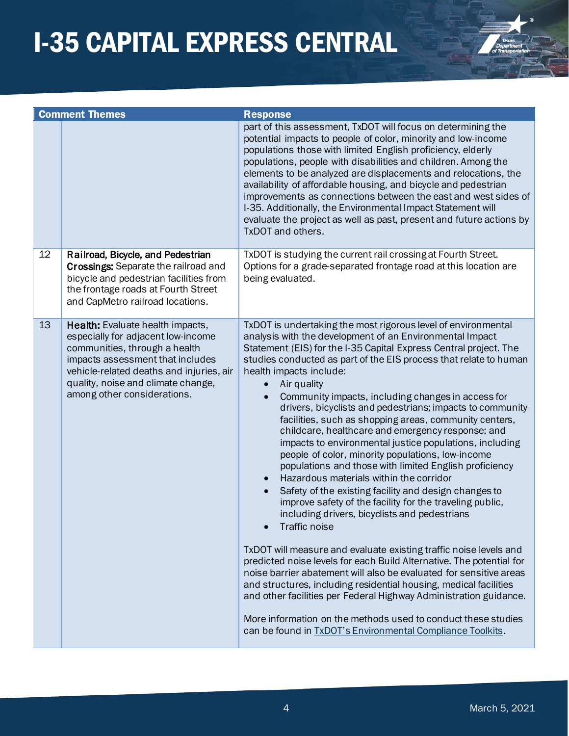| Comment Themes | | Response |
|---|---|---|
| | | part of this assessment, TxDOT will focus on determining the potential impacts to people of color, minority and low-income populations those with limited English proficiency, elderly populations, people with disabilities and children. Among the elements to be analyzed are displacements and relocations, the availability of affordable housing, and bicycle and pedestrian improvements as connections between the east and west sides of I-35. Additionally, the Environmental Impact Statement will evaluate the project as well as past, present and future actions by TxDOT and others. |
| 12 | **Railroad, Bicycle, and Pedestrian Crossings:** Separate the railroad and bicycle and pedestrian facilities from the frontage roads at Fourth Street and CapMetro railroad locations. | TxDOT is studying the current rail crossing at Fourth Street. Options for a grade-separated frontage road at this location are being evaluated. |
| 13 | **Health:** Evaluate health impacts, especially for adjacent low-income communities, through a health impacts assessment that includes vehicle-related deaths and injuries, air quality, noise and climate change, among other considerations. | TxDOT is undertaking the most rigorous level of environmental analysis with the development of an Environmental Impact Statement (EIS) for the I-35 Capital Express Central project. The studies conducted as part of the EIS process that relate to human health impacts include:<br>• Air quality<br>• Community impacts, including changes in access for drivers, bicyclists and pedestrians; impacts to community facilities, such as shopping areas, community centers, childcare, healthcare and emergency response; and impacts to environmental justice populations, including people of color, minority populations, low-income populations and those with limited English proficiency<br>• Hazardous materials within the corridor<br>• Safety of the existing facility and design changes to improve safety of the facility for the traveling public, including drivers, bicyclists and pedestrians<br>• Traffic noise<br><br>TxDOT will measure and evaluate existing traffic noise levels and predicted noise levels for each Build Alternative. The potential for noise barrier abatement will also be evaluated for sensitive areas and structures, including residential housing, medical facilities and other facilities per Federal Highway Administration guidance.<br><br>More information on the methods used to conduct these studies can be found in TxDOT's Environmental Compliance Toolkits. |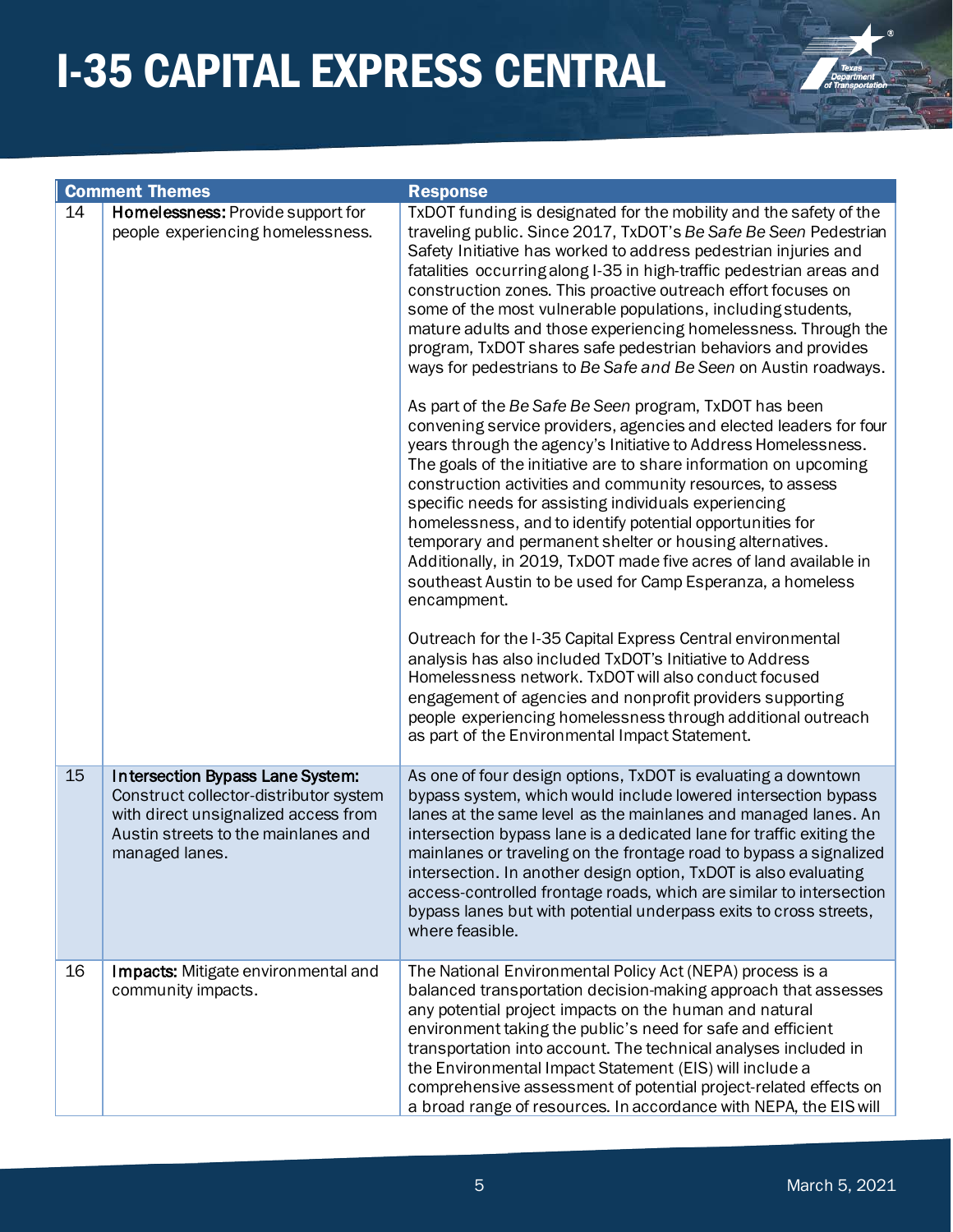| | Comment Themes | Response |
|---|---|---|
| 14 | **Homelessness:** Provide support for people experiencing homelessness. | TxDOT funding is designated for the mobility and the safety of the traveling public. Since 2017, TxDOT's *Be Safe Be Seen* Pedestrian Safety Initiative has worked to address pedestrian injuries and fatalities occurring along I-35 in high-traffic pedestrian areas and construction zones. This proactive outreach effort focuses on some of the most vulnerable populations, including students, mature adults and those experiencing homelessness. Through the program, TxDOT shares safe pedestrian behaviors and provides ways for pedestrians to *Be Safe and Be Seen* on Austin roadways.<br><br>As part of the *Be Safe Be Seen* program, TxDOT has been convening service providers, agencies and elected leaders for four years through the agency's Initiative to Address Homelessness. The goals of the initiative are to share information on upcoming construction activities and community resources, to assess specific needs for assisting individuals experiencing homelessness, and to identify potential opportunities for temporary and permanent shelter or housing alternatives. Additionally, in 2019, TxDOT made five acres of land available in southeast Austin to be used for Camp Esperanza, a homeless encampment.<br><br>Outreach for the I-35 Capital Express Central environmental analysis has also included TxDOT's Initiative to Address Homelessness network. TxDOT will also conduct focused engagement of agencies and nonprofit providers supporting people experiencing homelessness through additional outreach as part of the Environmental Impact Statement. |
| 15 | **Intersection Bypass Lane System:** Construct collector-distributor system with direct unsignalized access from Austin streets to the mainlanes and managed lanes. | As one of four design options, TxDOT is evaluating a downtown bypass system, which would include lowered intersection bypass lanes at the same level as the mainlanes and managed lanes. An intersection bypass lane is a dedicated lane for traffic exiting the mainlanes or traveling on the frontage road to bypass a signalized intersection. In another design option, TxDOT is also evaluating access-controlled frontage roads, which are similar to intersection bypass lanes but with potential underpass exits to cross streets, where feasible. |
| 16 | **Impacts:** Mitigate environmental and community impacts. | The National Environmental Policy Act (NEPA) process is a balanced transportation decision-making approach that assesses any potential project impacts on the human and natural environment taking the public's need for safe and efficient transportation into account. The technical analyses included in the Environmental Impact Statement (EIS) will include a comprehensive assessment of potential project-related effects on a broad range of resources. In accordance with NEPA, the EIS will |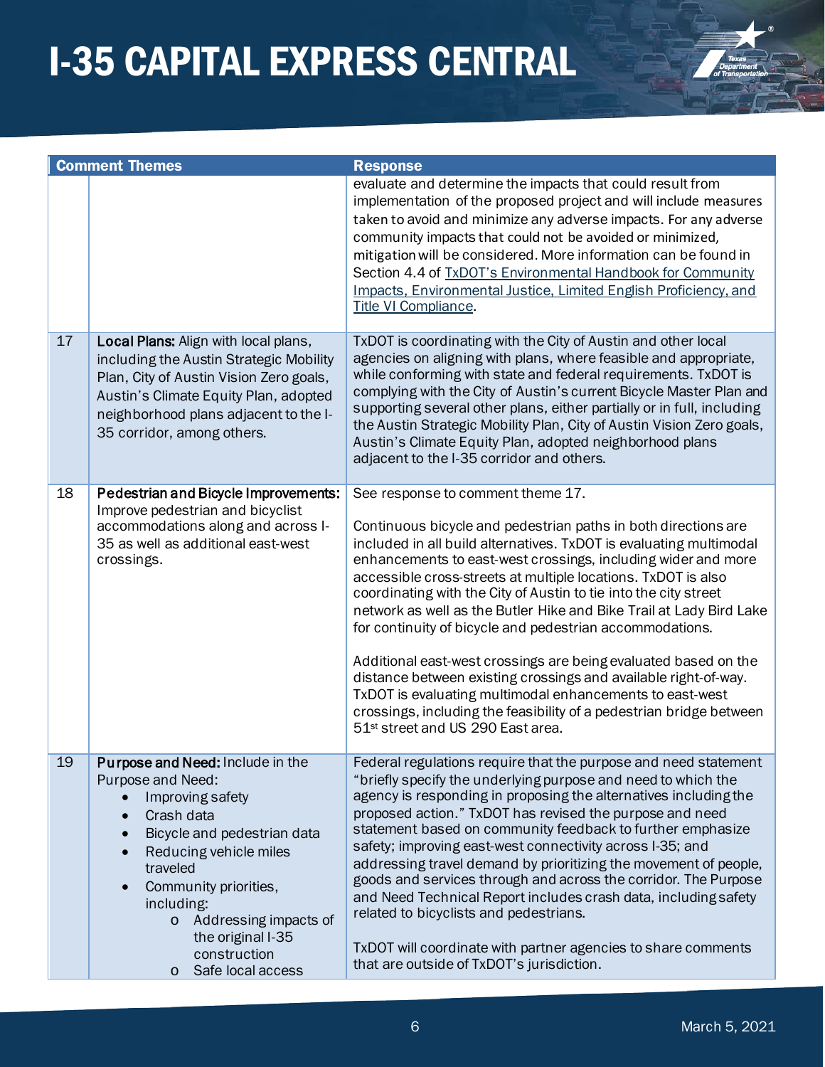| | Comment Themes | Response |
|---|---|---|
| | | evaluate and determine the impacts that could result from implementation of the proposed project and will include measures taken to avoid and minimize any adverse impacts. For any adverse community impacts that could not be avoided or minimized, mitigation will be considered. More information can be found in Section 4.4 of TxDOT's Environmental Handbook for Community Impacts, Environmental Justice, Limited English Proficiency, and Title VI Compliance. |
| 17 | **Local Plans:** Align with local plans, including the Austin Strategic Mobility Plan, City of Austin Vision Zero goals, Austin's Climate Equity Plan, adopted neighborhood plans adjacent to the I-35 corridor, among others. | TxDOT is coordinating with the City of Austin and other local agencies on aligning with plans, where feasible and appropriate, while conforming with state and federal requirements. TxDOT is complying with the City of Austin's current Bicycle Master Plan and supporting several other plans, either partially or in full, including the Austin Strategic Mobility Plan, City of Austin Vision Zero goals, Austin's Climate Equity Plan, adopted neighborhood plans adjacent to the I-35 corridor and others. |
| 18 | **Pedestrian and Bicycle Improvements:** Improve pedestrian and bicyclist accommodations along and across I-35 as well as additional east-west crossings. | See response to comment theme 17.<br><br>Continuous bicycle and pedestrian paths in both directions are included in all build alternatives. TxDOT is evaluating multimodal enhancements to east-west crossings, including wider and more accessible cross-streets at multiple locations. TxDOT is also coordinating with the City of Austin to tie into the city street network as well as the Butler Hike and Bike Trail at Lady Bird Lake for continuity of bicycle and pedestrian accommodations.<br><br>Additional east-west crossings are being evaluated based on the distance between existing crossings and available right-of-way. TxDOT is evaluating multimodal enhancements to east-west crossings, including the feasibility of a pedestrian bridge between 51st street and US 290 East area. |
| 19 | **Purpose and Need:** Include in the Purpose and Need:<br>• Improving safety<br>• Crash data<br>• Bicycle and pedestrian data<br>• Reducing vehicle miles traveled<br>• Community priorities, including:<br>&nbsp;&nbsp;o Addressing impacts of the original I-35 construction<br>&nbsp;&nbsp;o Safe local access | Federal regulations require that the purpose and need statement "briefly specify the underlying purpose and need to which the agency is responding in proposing the alternatives including the proposed action." TxDOT has revised the purpose and need statement based on community feedback to further emphasize safety; improving east-west connectivity across I-35; and addressing travel demand by prioritizing the movement of people, goods and services through and across the corridor. The Purpose and Need Technical Report includes crash data, including safety related to bicyclists and pedestrians.<br><br>TxDOT will coordinate with partner agencies to share comments that are outside of TxDOT's jurisdiction. |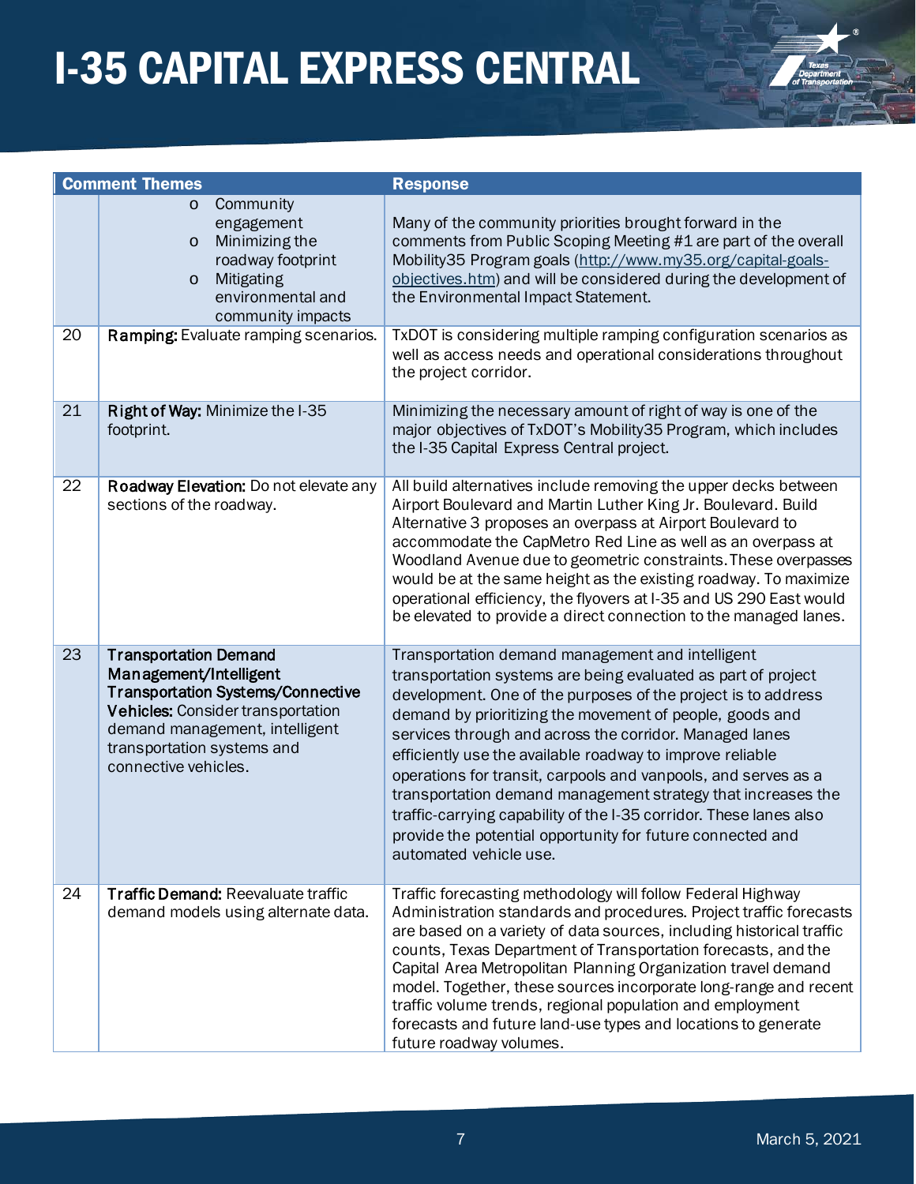| Comment Themes | | Response |
|---|---|---|
| | o Community engagement<br>o Minimizing the roadway footprint<br>o Mitigating environmental and community impacts | Many of the community priorities brought forward in the comments from Public Scoping Meeting #1 are part of the overall Mobility35 Program goals (http://www.my35.org/capital-goals-objectives.htm) and will be considered during the development of the Environmental Impact Statement. |
| 20 | **Ramping:** Evaluate ramping scenarios. | TxDOT is considering multiple ramping configuration scenarios as well as access needs and operational considerations throughout the project corridor. |
| 21 | **Right of Way:** Minimize the I-35 footprint. | Minimizing the necessary amount of right of way is one of the major objectives of TxDOT's Mobility35 Program, which includes the I-35 Capital Express Central project. |
| 22 | **Roadway Elevation:** Do not elevate any sections of the roadway. | All build alternatives include removing the upper decks between Airport Boulevard and Martin Luther King Jr. Boulevard. Build Alternative 3 proposes an overpass at Airport Boulevard to accommodate the CapMetro Red Line as well as an overpass at Woodland Avenue due to geometric constraints. These overpasses would be at the same height as the existing roadway. To maximize operational efficiency, the flyovers at I-35 and US 290 East would be elevated to provide a direct connection to the managed lanes. |
| 23 | **Transportation Demand Management/Intelligent Transportation Systems/Connective Vehicles:** Consider transportation demand management, intelligent transportation systems and connective vehicles. | Transportation demand management and intelligent transportation systems are being evaluated as part of project development. One of the purposes of the project is to address demand by prioritizing the movement of people, goods and services through and across the corridor. Managed lanes efficiently use the available roadway to improve reliable operations for transit, carpools and vanpools, and serves as a transportation demand management strategy that increases the traffic-carrying capability of the I-35 corridor. These lanes also provide the potential opportunity for future connected and automated vehicle use. |
| 24 | **Traffic Demand:** Reevaluate traffic demand models using alternate data. | Traffic forecasting methodology will follow Federal Highway Administration standards and procedures. Project traffic forecasts are based on a variety of data sources, including historical traffic counts, Texas Department of Transportation forecasts, and the Capital Area Metropolitan Planning Organization travel demand model. Together, these sources incorporate long-range and recent traffic volume trends, regional population and employment forecasts and future land-use types and locations to generate future roadway volumes. |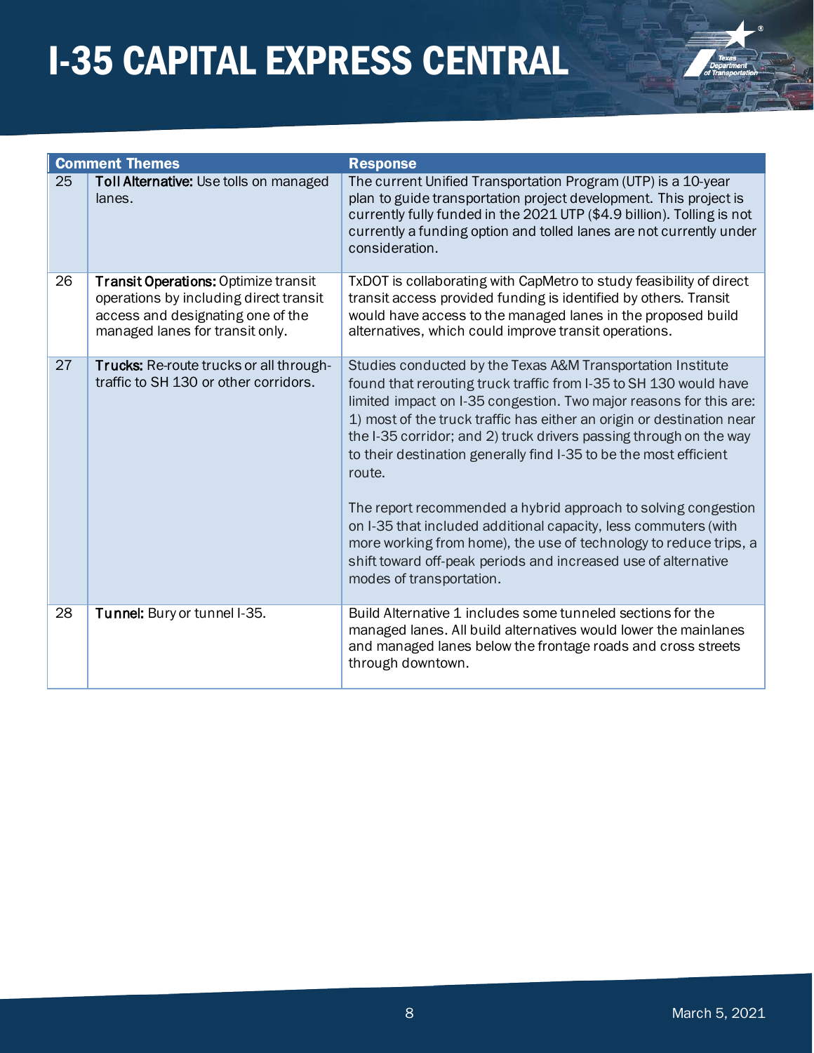| Comment Themes | | Response |
|---|---|---|
| 25 | **Toll Alternative:** Use tolls on managed lanes. | The current Unified Transportation Program (UTP) is a 10-year plan to guide transportation project development. This project is currently fully funded in the 2021 UTP ($4.9 billion). Tolling is not currently a funding option and tolled lanes are not currently under consideration. |
| 26 | **Transit Operations:** Optimize transit operations by including direct transit access and designating one of the managed lanes for transit only. | TxDOT is collaborating with CapMetro to study feasibility of direct transit access provided funding is identified by others. Transit would have access to the managed lanes in the proposed build alternatives, which could improve transit operations. |
| 27 | **Trucks:** Re-route trucks or all through-traffic to SH 130 or other corridors. | Studies conducted by the Texas A&M Transportation Institute found that rerouting truck traffic from I-35 to SH 130 would have limited impact on I-35 congestion. Two major reasons for this are: 1) most of the truck traffic has either an origin or destination near the I-35 corridor; and 2) truck drivers passing through on the way to their destination generally find I-35 to be the most efficient route.<br><br>The report recommended a hybrid approach to solving congestion on I-35 that included additional capacity, less commuters (with more working from home), the use of technology to reduce trips, a shift toward off-peak periods and increased use of alternative modes of transportation. |
| 28 | **Tunnel:** Bury or tunnel I-35. | Build Alternative 1 includes some tunneled sections for the managed lanes. All build alternatives would lower the mainlanes and managed lanes below the frontage roads and cross streets through downtown. |